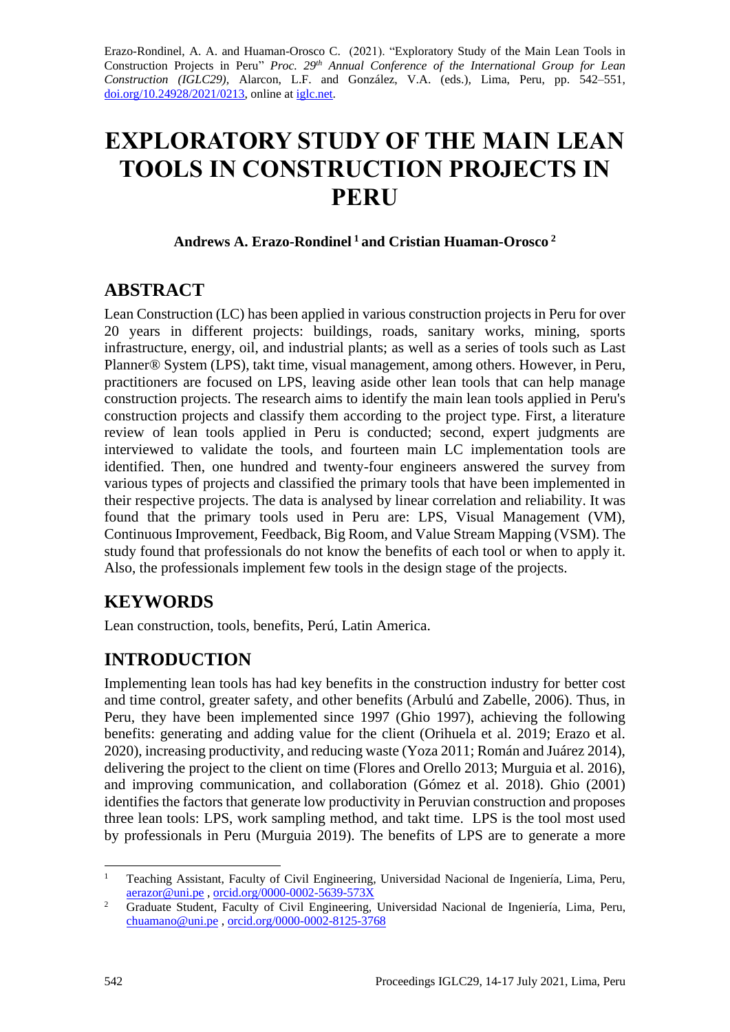Erazo-Rondinel, A. A. and Huaman-Orosco C. (2021). "Exploratory Study of the Main Lean Tools in Construction Projects in Peru" *Proc. 29th Annual Conference of the International Group for Lean Construction (IGLC29)*, Alarcon, L.F. and González, V.A. (eds.), Lima, Peru, pp. 542–551, doi.org/10.24928/2021/0213, online at iglc.net.

# EXPLORATORY STUDY OF THE MAIN LEAN TOOLS IN CONSTRUCTION PROJECTS IN PERU

**Andrews A. Erazo-Rondinel [1] and Cristian Huaman-Orosco [2]**

## ABSTRACT

Lean Construction (LC) has been applied in various construction projects in Peru for over 20 years in different projects: buildings, roads, sanitary works, mining, sports infrastructure, energy, oil, and industrial plants; as well as a series of tools such as Last Planner® System (LPS), takt time, visual management, among others. However, in Peru, practitioners are focused on LPS, leaving aside other lean tools that can help manage construction projects. The research aims to identify the main lean tools applied in Peru's construction projects and classify them according to the project type. First, a literature review of lean tools applied in Peru is conducted; second, expert judgments are interviewed to validate the tools, and fourteen main LC implementation tools are identified. Then, one hundred and twenty-four engineers answered the survey from various types of projects and classified the primary tools that have been implemented in their respective projects. The data is analysed by linear correlation and reliability. It was found that the primary tools used in Peru are: LPS, Visual Management (VM), Continuous Improvement, Feedback, Big Room, and Value Stream Mapping (VSM). The study found that professionals do not know the benefits of each tool or when to apply it. Also, the professionals implement few tools in the design stage of the projects.

## KEYWORDS

Lean construction, tools, benefits, Perú, Latin America.

## INTRODUCTION

Implementing lean tools has had key benefits in the construction industry for better cost and time control, greater safety, and other benefits (Arbulú and Zabelle, 2006). Thus, in Peru, they have been implemented since 1997 (Ghio 1997), achieving the following benefits: generating and adding value for the client (Orihuela et al. 2019; Erazo et al. 2020), increasing productivity, and reducing waste (Yoza 2011; Román and Juárez 2014), delivering the project to the client on time (Flores and Orello 2013; Murguia et al. 2016), and improving communication, and collaboration (Gómez et al. 2018). Ghio (2001) identifies the factors that generate low productivity in Peruvian construction and proposes three lean tools: LPS, work sampling method, and takt time. LPS is the tool most used by professionals in Peru (Murguia 2019). The benefits of LPS are to generate a more

---

[1] Teaching Assistant, Faculty of Civil Engineering, Universidad Nacional de Ingeniería, Lima, Peru, aerazor@uni.pe , orcid.org/0000-0002-5639-573X

[2] Graduate Student, Faculty of Civil Engineering, Universidad Nacional de Ingeniería, Lima, Peru, chuamano@uni.pe , orcid.org/0000-0002-8125-3768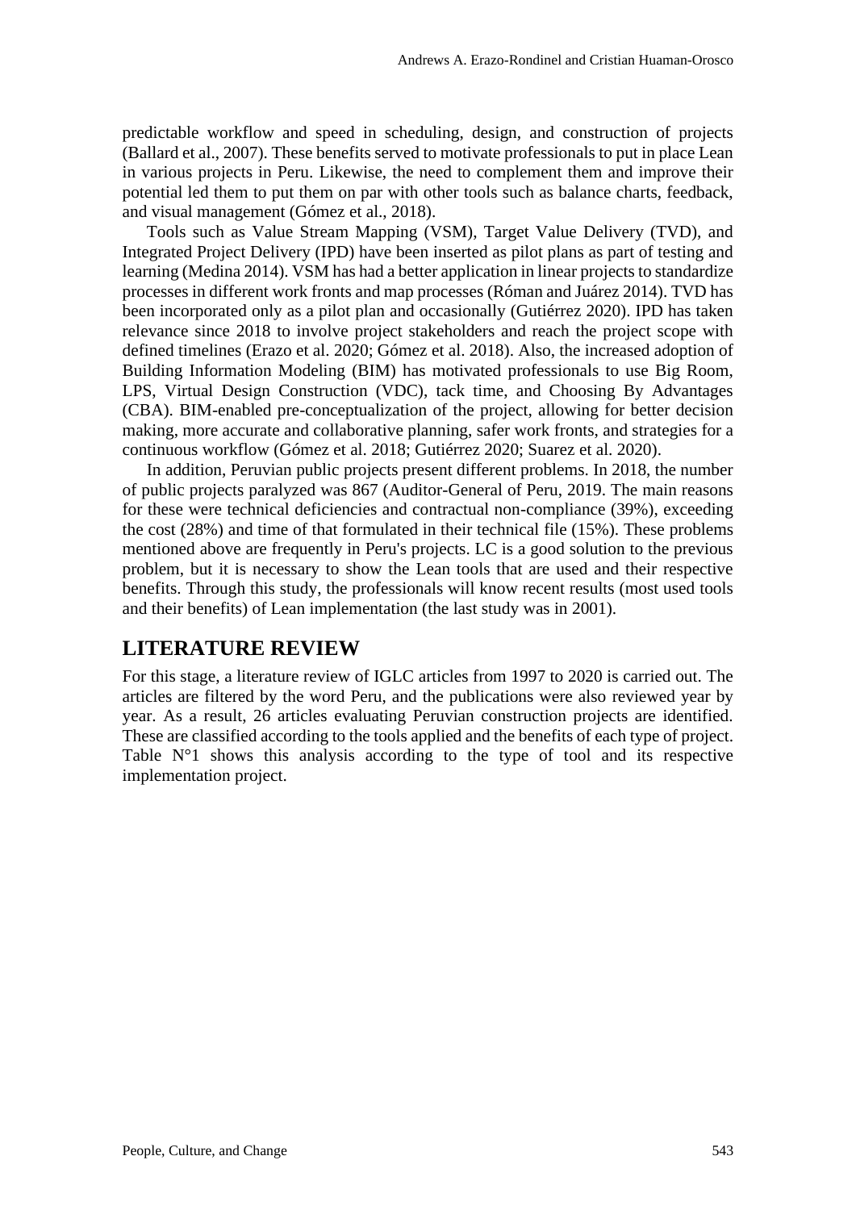predictable workflow and speed in scheduling, design, and construction of projects (Ballard et al., 2007). These benefits served to motivate professionals to put in place Lean in various projects in Peru. Likewise, the need to complement them and improve their potential led them to put them on par with other tools such as balance charts, feedback, and visual management (Gómez et al., 2018).

Tools such as Value Stream Mapping (VSM), Target Value Delivery (TVD), and Integrated Project Delivery (IPD) have been inserted as pilot plans as part of testing and learning (Medina 2014). VSM has had a better application in linear projects to standardize processes in different work fronts and map processes (Róman and Juárez 2014). TVD has been incorporated only as a pilot plan and occasionally (Gutiérrez 2020). IPD has taken relevance since 2018 to involve project stakeholders and reach the project scope with defined timelines (Erazo et al. 2020; Gómez et al. 2018). Also, the increased adoption of Building Information Modeling (BIM) has motivated professionals to use Big Room, LPS, Virtual Design Construction (VDC), tack time, and Choosing By Advantages (CBA). BIM-enabled pre-conceptualization of the project, allowing for better decision making, more accurate and collaborative planning, safer work fronts, and strategies for a continuous workflow (Gómez et al. 2018; Gutiérrez 2020; Suarez et al. 2020).

In addition, Peruvian public projects present different problems. In 2018, the number of public projects paralyzed was 867 (Auditor-General of Peru, 2019. The main reasons for these were technical deficiencies and contractual non-compliance (39%), exceeding the cost (28%) and time of that formulated in their technical file (15%). These problems mentioned above are frequently in Peru's projects. LC is a good solution to the previous problem, but it is necessary to show the Lean tools that are used and their respective benefits. Through this study, the professionals will know recent results (most used tools and their benefits) of Lean implementation (the last study was in 2001).

## LITERATURE REVIEW

For this stage, a literature review of IGLC articles from 1997 to 2020 is carried out. The articles are filtered by the word Peru, and the publications were also reviewed year by year. As a result, 26 articles evaluating Peruvian construction projects are identified. These are classified according to the tools applied and the benefits of each type of project. Table N°1 shows this analysis according to the type of tool and its respective implementation project.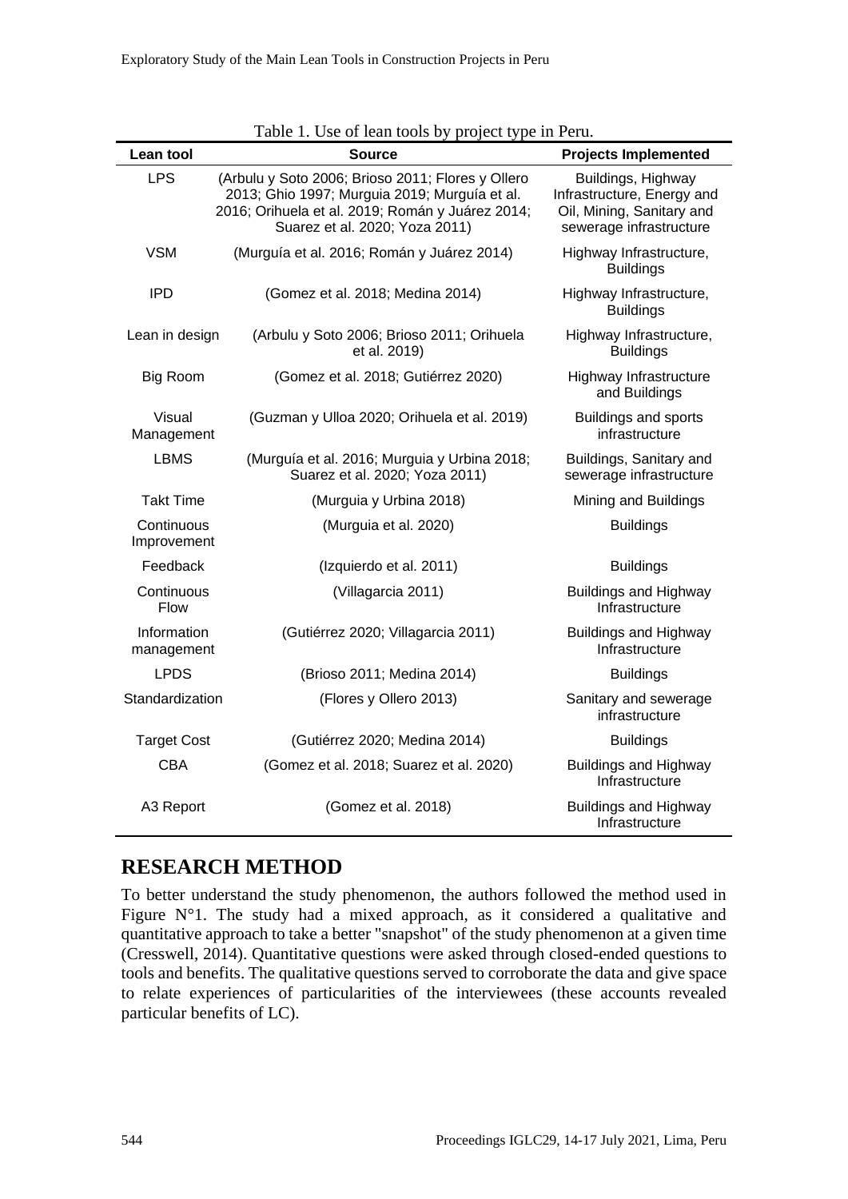Table 1. Use of lean tools by project type in Peru.

| Lean tool | Source | Projects Implemented |
|---|---|---|
| LPS | (Arbulu y Soto 2006; Brioso 2011; Flores y Ollero 2013; Ghio 1997; Murguia 2019; Murguía et al. 2016; Orihuela et al. 2019; Román y Juárez 2014; Suarez et al. 2020; Yoza 2011) | Buildings, Highway Infrastructure, Energy and Oil, Mining, Sanitary and sewerage infrastructure |
| VSM | (Murguía et al. 2016; Román y Juárez 2014) | Highway Infrastructure, Buildings |
| IPD | (Gomez et al. 2018; Medina 2014) | Highway Infrastructure, Buildings |
| Lean in design | (Arbulu y Soto 2006; Brioso 2011; Orihuela et al. 2019) | Highway Infrastructure, Buildings |
| Big Room | (Gomez et al. 2018; Gutiérrez 2020) | Highway Infrastructure and Buildings |
| Visual Management | (Guzman y Ulloa 2020; Orihuela et al. 2019) | Buildings and sports infrastructure |
| LBMS | (Murguía et al. 2016; Murguia y Urbina 2018; Suarez et al. 2020; Yoza 2011) | Buildings, Sanitary and sewerage infrastructure |
| Takt Time | (Murguia y Urbina 2018) | Mining and Buildings |
| Continuous Improvement | (Murguia et al. 2020) | Buildings |
| Feedback | (Izquierdo et al. 2011) | Buildings |
| Continuous Flow | (Villagarcia 2011) | Buildings and Highway Infrastructure |
| Information management | (Gutiérrez 2020; Villagarcia 2011) | Buildings and Highway Infrastructure |
| LPDS | (Brioso 2011; Medina 2014) | Buildings |
| Standardization | (Flores y Ollero 2013) | Sanitary and sewerage infrastructure |
| Target Cost | (Gutiérrez 2020; Medina 2014) | Buildings |
| CBA | (Gomez et al. 2018; Suarez et al. 2020) | Buildings and Highway Infrastructure |
| A3 Report | (Gomez et al. 2018) | Buildings and Highway Infrastructure |

## RESEARCH METHOD

To better understand the study phenomenon, the authors followed the method used in Figure N°1. The study had a mixed approach, as it considered a qualitative and quantitative approach to take a better "snapshot" of the study phenomenon at a given time (Cresswell, 2014). Quantitative questions were asked through closed-ended questions to tools and benefits. The qualitative questions served to corroborate the data and give space to relate experiences of particularities of the interviewees (these accounts revealed particular benefits of LC).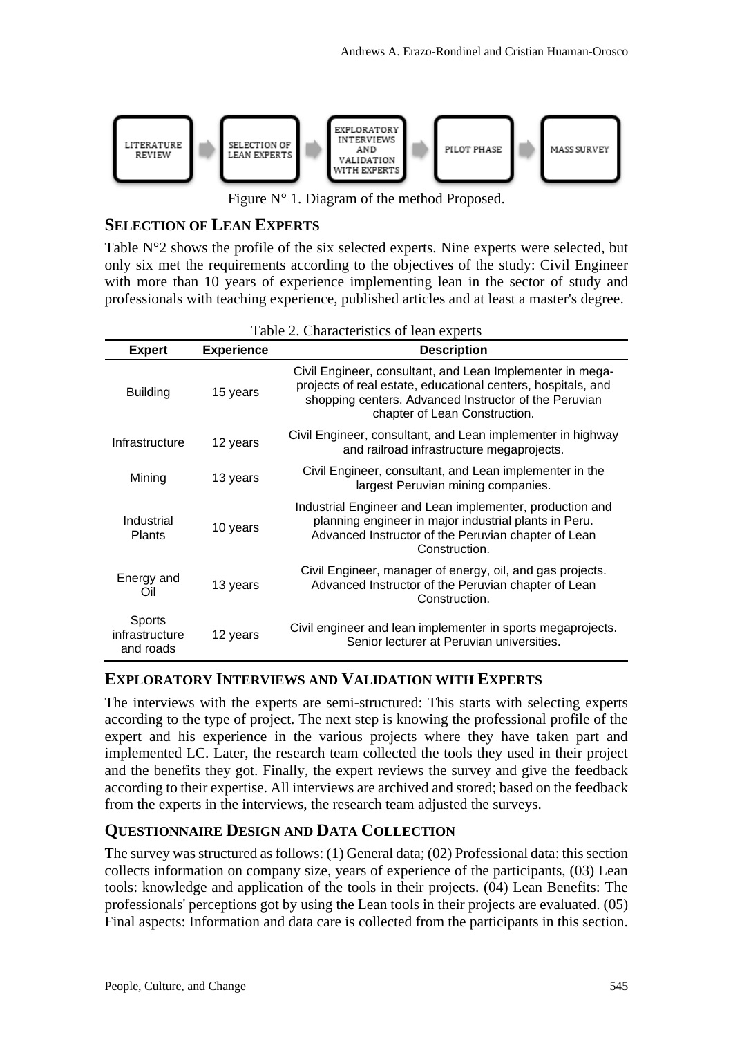LITERATURE REVIEW → SELECTION OF LEAN EXPERTS → EXPLORATORY INTERVIEWS AND VALIDATION WITH EXPERTS → PILOT PHASE → MASS SURVEY

Figure N° 1. Diagram of the method Proposed.

## SELECTION OF LEAN EXPERTS

Table N°2 shows the profile of the six selected experts. Nine experts were selected, but only six met the requirements according to the objectives of the study: Civil Engineer with more than 10 years of experience implementing lean in the sector of study and professionals with teaching experience, published articles and at least a master's degree.

Table 2. Characteristics of lean experts

| Expert | Experience | Description |
|---|---|---|
| Building | 15 years | Civil Engineer, consultant, and Lean Implementer in mega-projects of real estate, educational centers, hospitals, and shopping centers. Advanced Instructor of the Peruvian chapter of Lean Construction. |
| Infrastructure | 12 years | Civil Engineer, consultant, and Lean implementer in highway and railroad infrastructure megaprojects. |
| Mining | 13 years | Civil Engineer, consultant, and Lean implementer in the largest Peruvian mining companies. |
| Industrial Plants | 10 years | Industrial Engineer and Lean implementer, production and planning engineer in major industrial plants in Peru. Advanced Instructor of the Peruvian chapter of Lean Construction. |
| Energy and Oil | 13 years | Civil Engineer, manager of energy, oil, and gas projects. Advanced Instructor of the Peruvian chapter of Lean Construction. |
| Sports infrastructure and roads | 12 years | Civil engineer and lean implementer in sports megaprojects. Senior lecturer at Peruvian universities. |

## EXPLORATORY INTERVIEWS AND VALIDATION WITH EXPERTS

The interviews with the experts are semi-structured: This starts with selecting experts according to the type of project. The next step is knowing the professional profile of the expert and his experience in the various projects where they have taken part and implemented LC. Later, the research team collected the tools they used in their project and the benefits they got. Finally, the expert reviews the survey and give the feedback according to their expertise. All interviews are archived and stored; based on the feedback from the experts in the interviews, the research team adjusted the surveys.

## QUESTIONNAIRE DESIGN AND DATA COLLECTION

The survey was structured as follows: (1) General data; (02) Professional data: this section collects information on company size, years of experience of the participants, (03) Lean tools: knowledge and application of the tools in their projects. (04) Lean Benefits: The professionals' perceptions got by using the Lean tools in their projects are evaluated. (05) Final aspects: Information and data care is collected from the participants in this section.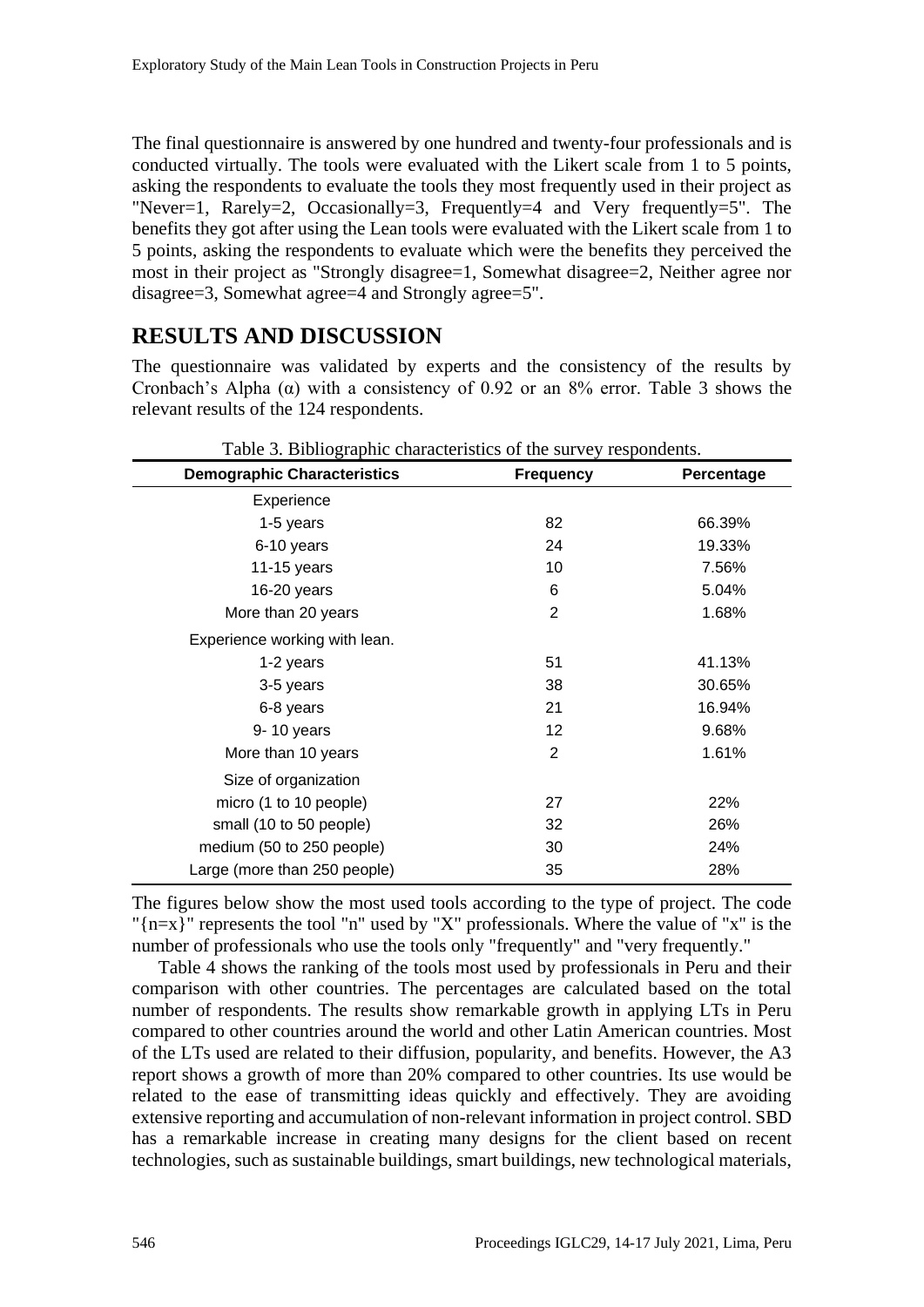The final questionnaire is answered by one hundred and twenty-four professionals and is conducted virtually. The tools were evaluated with the Likert scale from 1 to 5 points, asking the respondents to evaluate the tools they most frequently used in their project as "Never=1, Rarely=2, Occasionally=3, Frequently=4 and Very frequently=5". The benefits they got after using the Lean tools were evaluated with the Likert scale from 1 to 5 points, asking the respondents to evaluate which were the benefits they perceived the most in their project as "Strongly disagree=1, Somewhat disagree=2, Neither agree nor disagree=3, Somewhat agree=4 and Strongly agree=5".

## RESULTS AND DISCUSSION

The questionnaire was validated by experts and the consistency of the results by Cronbach's Alpha (α) with a consistency of 0.92 or an 8% error. Table 3 shows the relevant results of the 124 respondents.

Table 3. Bibliographic characteristics of the survey respondents.

| Demographic Characteristics | Frequency | Percentage |
|---|---|---|
| Experience | | |
| 1-5 years | 82 | 66.39% |
| 6-10 years | 24 | 19.33% |
| 11-15 years | 10 | 7.56% |
| 16-20 years | 6 | 5.04% |
| More than 20 years | 2 | 1.68% |
| Experience working with lean. | | |
| 1-2 years | 51 | 41.13% |
| 3-5 years | 38 | 30.65% |
| 6-8 years | 21 | 16.94% |
| 9- 10 years | 12 | 9.68% |
| More than 10 years | 2 | 1.61% |
| Size of organization | | |
| micro (1 to 10 people) | 27 | 22% |
| small (10 to 50 people) | 32 | 26% |
| medium (50 to 250 people) | 30 | 24% |
| Large (more than 250 people) | 35 | 28% |

The figures below show the most used tools according to the type of project. The code "{n=x}" represents the tool "n" used by "X" professionals. Where the value of "x" is the number of professionals who use the tools only "frequently" and "very frequently."

Table 4 shows the ranking of the tools most used by professionals in Peru and their comparison with other countries. The percentages are calculated based on the total number of respondents. The results show remarkable growth in applying LTs in Peru compared to other countries around the world and other Latin American countries. Most of the LTs used are related to their diffusion, popularity, and benefits. However, the A3 report shows a growth of more than 20% compared to other countries. Its use would be related to the ease of transmitting ideas quickly and effectively. They are avoiding extensive reporting and accumulation of non-relevant information in project control. SBD has a remarkable increase in creating many designs for the client based on recent technologies, such as sustainable buildings, smart buildings, new technological materials,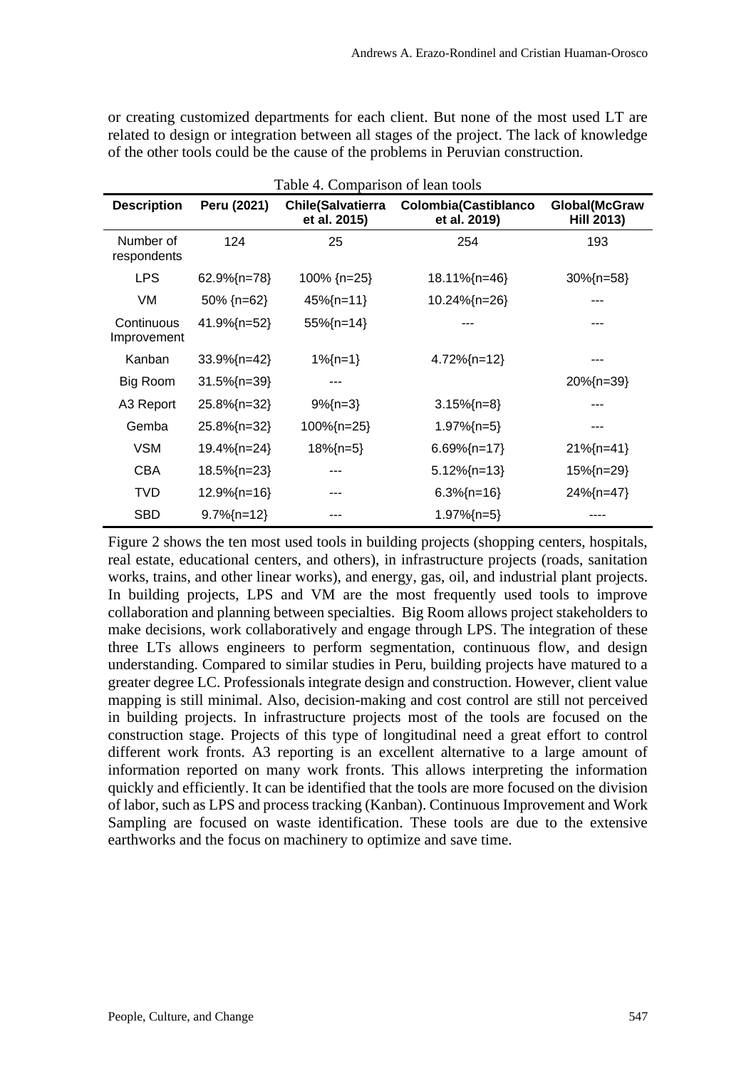or creating customized departments for each client. But none of the most used LT are related to design or integration between all stages of the project. The lack of knowledge of the other tools could be the cause of the problems in Peruvian construction.

Table 4. Comparison of lean tools

| Description | Peru (2021) | Chile(Salvatierra et al. 2015) | Colombia(Castiblanco et al. 2019) | Global(McGraw Hill 2013) |
|---|---|---|---|---|
| Number of respondents | 124 | 25 | 254 | 193 |
| LPS | 62.9%{n=78} | 100% {n=25} | 18.11%{n=46} | 30%{n=58} |
| VM | 50% {n=62} | 45%{n=11} | 10.24%{n=26} | --- |
| Continuous Improvement | 41.9%{n=52} | 55%{n=14} | --- | --- |
| Kanban | 33.9%{n=42} | 1%{n=1} | 4.72%{n=12} | --- |
| Big Room | 31.5%{n=39} | --- | | 20%{n=39} |
| A3 Report | 25.8%{n=32} | 9%{n=3} | 3.15%{n=8} | --- |
| Gemba | 25.8%{n=32} | 100%{n=25} | 1.97%{n=5} | --- |
| VSM | 19.4%{n=24} | 18%{n=5} | 6.69%{n=17} | 21%{n=41} |
| CBA | 18.5%{n=23} | --- | 5.12%{n=13} | 15%{n=29} |
| TVD | 12.9%{n=16} | --- | 6.3%{n=16} | 24%{n=47} |
| SBD | 9.7%{n=12} | --- | 1.97%{n=5} | ---- |

Figure 2 shows the ten most used tools in building projects (shopping centers, hospitals, real estate, educational centers, and others), in infrastructure projects (roads, sanitation works, trains, and other linear works), and energy, gas, oil, and industrial plant projects. In building projects, LPS and VM are the most frequently used tools to improve collaboration and planning between specialties. Big Room allows project stakeholders to make decisions, work collaboratively and engage through LPS. The integration of these three LTs allows engineers to perform segmentation, continuous flow, and design understanding. Compared to similar studies in Peru, building projects have matured to a greater degree LC. Professionals integrate design and construction. However, client value mapping is still minimal. Also, decision-making and cost control are still not perceived in building projects. In infrastructure projects most of the tools are focused on the construction stage. Projects of this type of longitudinal need a great effort to control different work fronts. A3 reporting is an excellent alternative to a large amount of information reported on many work fronts. This allows interpreting the information quickly and efficiently. It can be identified that the tools are more focused on the division of labor, such as LPS and process tracking (Kanban). Continuous Improvement and Work Sampling are focused on waste identification. These tools are due to the extensive earthworks and the focus on machinery to optimize and save time.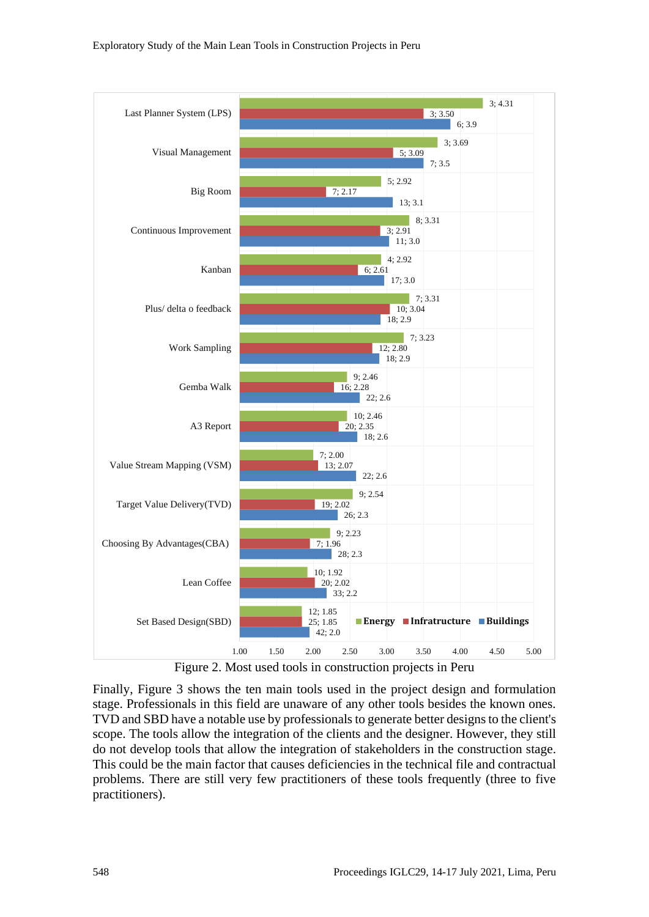| Tool | Energy | Infratructure | Buildings |
|---|---|---|---|
| Last Planner System (LPS) | 3; 4.31 | 3; 3.50 | 6; 3.9 |
| Visual Management | 3; 3.69 | 5; 3.09 | 7; 3.5 |
| Big Room | 5; 2.92 | 7; 2.17 | 13; 3.1 |
| Continuous Improvement | 8; 3.31 | 3; 2.91 | 11; 3.0 |
| Kanban | 4; 2.92 | 6; 2.61 | 17; 3.0 |
| Plus/ delta o feedback | 7; 3.31 | 10; 3.04 | 18; 2.9 |
| Work Sampling | 7; 3.23 | 12; 2.80 | 18; 2.9 |
| Gemba Walk | 9; 2.46 | 16; 2.28 | 22; 2.6 |
| A3 Report | 10; 2.46 | 20; 2.35 | 18; 2.6 |
| Value Stream Mapping (VSM) | 7; 2.00 | 13; 2.07 | 22; 2.6 |
| Target Value Delivery(TVD) | 9; 2.54 | 19; 2.02 | 26; 2.3 |
| Choosing By Advantages(CBA) | 9; 2.23 | 7; 1.96 | 28; 2.3 |
| Lean Coffee | 10; 1.92 | 20; 2.02 | 33; 2.2 |
| Set Based Design(SBD) | 12; 1.85 | 25; 1.85 | 42; 2.0 |

Figure 2. Most used tools in construction projects in Peru

Finally, Figure 3 shows the ten main tools used in the project design and formulation stage. Professionals in this field are unaware of any other tools besides the known ones. TVD and SBD have a notable use by professionals to generate better designs to the client's scope. The tools allow the integration of the clients and the designer. However, they still do not develop tools that allow the integration of stakeholders in the construction stage. This could be the main factor that causes deficiencies in the technical file and contractual problems. There are still very few practitioners of these tools frequently (three to five practitioners).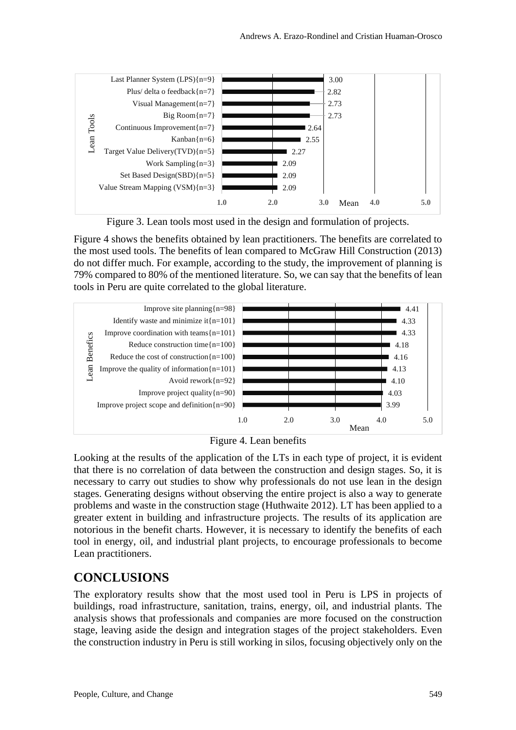| Lean Tools | Mean |
|---|---|
| Last Planner System (LPS){n=9} | 3.00 |
| Plus/ delta o feedback{n=7} | 2.82 |
| Visual Management{n=7} | 2.73 |
| Big Room{n=7} | 2.73 |
| Continuous Improvement{n=7} | 2.64 |
| Kanban{n=6} | 2.55 |
| Target Value Delivery(TVD){n=5} | 2.27 |
| Work Sampling{n=3} | 2.09 |
| Set Based Design(SBD){n=5} | 2.09 |
| Value Stream Mapping (VSM){n=3} | 2.09 |

Figure 3. Lean tools most used in the design and formulation of projects.

Figure 4 shows the benefits obtained by lean practitioners. The benefits are correlated to the most used tools. The benefits of lean compared to McGraw Hill Construction (2013) do not differ much. For example, according to the study, the improvement of planning is 79% compared to 80% of the mentioned literature. So, we can say that the benefits of lean tools in Peru are quite correlated to the global literature.

| Lean Benefics | Mean |
|---|---|
| Improve site planning{n=98} | 4.41 |
| Identify waste and minimize it{n=101} | 4.33 |
| Improve coordination with teams{n=101} | 4.33 |
| Reduce construction time{n=100} | 4.18 |
| Reduce the cost of construction{n=100} | 4.16 |
| Improve the quality of information{n=101} | 4.13 |
| Avoid rework{n=92} | 4.10 |
| Improve project quality{n=90} | 4.03 |
| Improve project scope and definition{n=90} | 3.99 |

Figure 4. Lean benefits

Looking at the results of the application of the LTs in each type of project, it is evident that there is no correlation of data between the construction and design stages. So, it is necessary to carry out studies to show why professionals do not use lean in the design stages. Generating designs without observing the entire project is also a way to generate problems and waste in the construction stage (Huthwaite 2012). LT has been applied to a greater extent in building and infrastructure projects. The results of its application are notorious in the benefit charts. However, it is necessary to identify the benefits of each tool in energy, oil, and industrial plant projects, to encourage professionals to become Lean practitioners.

## CONCLUSIONS

The exploratory results show that the most used tool in Peru is LPS in projects of buildings, road infrastructure, sanitation, trains, energy, oil, and industrial plants. The analysis shows that professionals and companies are more focused on the construction stage, leaving aside the design and integration stages of the project stakeholders. Even the construction industry in Peru is still working in silos, focusing objectively only on the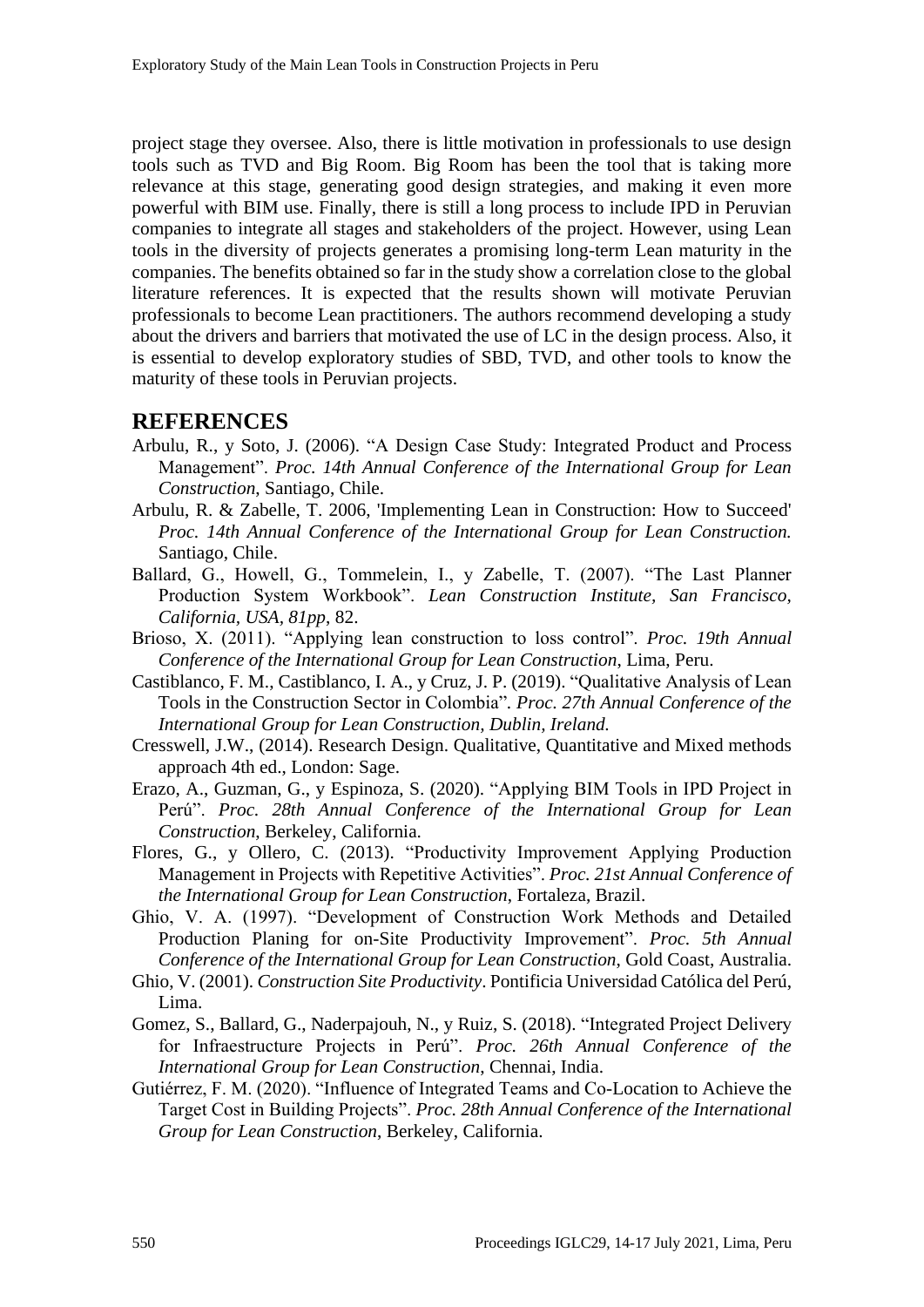project stage they oversee. Also, there is little motivation in professionals to use design tools such as TVD and Big Room. Big Room has been the tool that is taking more relevance at this stage, generating good design strategies, and making it even more powerful with BIM use. Finally, there is still a long process to include IPD in Peruvian companies to integrate all stages and stakeholders of the project. However, using Lean tools in the diversity of projects generates a promising long-term Lean maturity in the companies. The benefits obtained so far in the study show a correlation close to the global literature references. It is expected that the results shown will motivate Peruvian professionals to become Lean practitioners. The authors recommend developing a study about the drivers and barriers that motivated the use of LC in the design process. Also, it is essential to develop exploratory studies of SBD, TVD, and other tools to know the maturity of these tools in Peruvian projects.

## REFERENCES

Arbulu, R., y Soto, J. (2006). "A Design Case Study: Integrated Product and Process Management". *Proc. 14th Annual Conference of the International Group for Lean Construction,* Santiago, Chile.

Arbulu, R. & Zabelle, T. 2006, 'Implementing Lean in Construction: How to Succeed' *Proc. 14th Annual Conference of the International Group for Lean Construction.* Santiago, Chile.

Ballard, G., Howell, G., Tommelein, I., y Zabelle, T. (2007). "The Last Planner Production System Workbook". *Lean Construction Institute, San Francisco, California, USA, 81pp*, 82.

Brioso, X. (2011). "Applying lean construction to loss control". *Proc. 19th Annual Conference of the International Group for Lean Construction*, Lima, Peru.

Castiblanco, F. M., Castiblanco, I. A., y Cruz, J. P. (2019). "Qualitative Analysis of Lean Tools in the Construction Sector in Colombia". *Proc. 27th Annual Conference of the International Group for Lean Construction, Dublin, Ireland.*

Cresswell, J.W., (2014). Research Design. Qualitative, Quantitative and Mixed methods approach 4th ed., London: Sage.

Erazo, A., Guzman, G., y Espinoza, S. (2020). "Applying BIM Tools in IPD Project in Perú". *Proc. 28th Annual Conference of the International Group for Lean Construction*, Berkeley, California.

Flores, G., y Ollero, C. (2013). "Productivity Improvement Applying Production Management in Projects with Repetitive Activities". *Proc. 21st Annual Conference of the International Group for Lean Construction*, Fortaleza, Brazil.

Ghio, V. A. (1997). "Development of Construction Work Methods and Detailed Production Planing for on-Site Productivity Improvement". *Proc. 5th Annual Conference of the International Group for Lean Construction*, Gold Coast, Australia.

Ghio, V. (2001). *Construction Site Productivity*. Pontificia Universidad Católica del Perú, Lima.

Gomez, S., Ballard, G., Naderpajouh, N., y Ruiz, S. (2018). "Integrated Project Delivery for Infraestructure Projects in Perú". *Proc. 26th Annual Conference of the International Group for Lean Construction*, Chennai, India.

Gutiérrez, F. M. (2020). "Influence of Integrated Teams and Co-Location to Achieve the Target Cost in Building Projects". *Proc. 28th Annual Conference of the International Group for Lean Construction*, Berkeley, California.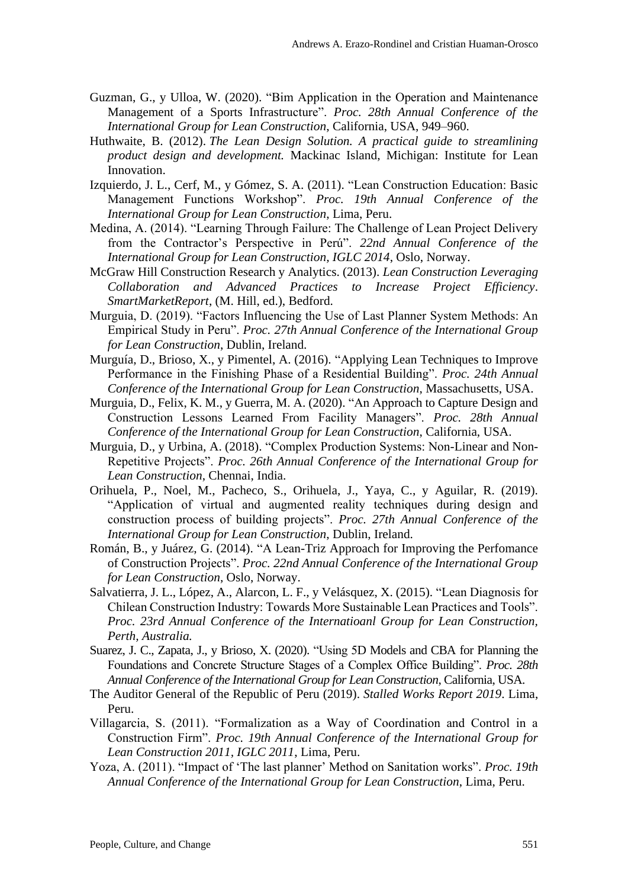Guzman, G., y Ulloa, W. (2020). "Bim Application in the Operation and Maintenance Management of a Sports Infrastructure". *Proc. 28th Annual Conference of the International Group for Lean Construction*, California, USA, 949–960.

Huthwaite, B. (2012). *The Lean Design Solution. A practical guide to streamlining product design and development.* Mackinac Island, Michigan: Institute for Lean Innovation.

Izquierdo, J. L., Cerf, M., y Gómez, S. A. (2011). "Lean Construction Education: Basic Management Functions Workshop". *Proc. 19th Annual Conference of the International Group for Lean Construction*, Lima, Peru.

Medina, A. (2014). "Learning Through Failure: The Challenge of Lean Project Delivery from the Contractor's Perspective in Perú". *22nd Annual Conference of the International Group for Lean Construction, IGLC 2014*, Oslo, Norway.

McGraw Hill Construction Research y Analytics. (2013). *Lean Construction Leveraging Collaboration and Advanced Practices to Increase Project Efficiency*. *SmartMarketReport*, (M. Hill, ed.), Bedford.

Murguia, D. (2019). "Factors Influencing the Use of Last Planner System Methods: An Empirical Study in Peru". *Proc. 27th Annual Conference of the International Group for Lean Construction*, Dublin, Ireland.

Murguía, D., Brioso, X., y Pimentel, A. (2016). "Applying Lean Techniques to Improve Performance in the Finishing Phase of a Residential Building". *Proc. 24th Annual Conference of the International Group for Lean Construction*, Massachusetts, USA.

Murguia, D., Felix, K. M., y Guerra, M. A. (2020). "An Approach to Capture Design and Construction Lessons Learned From Facility Managers". *Proc. 28th Annual Conference of the International Group for Lean Construction*, California, USA.

Murguia, D., y Urbina, A. (2018). "Complex Production Systems: Non-Linear and Non-Repetitive Projects". *Proc. 26th Annual Conference of the International Group for Lean Construction*, Chennai, India.

Orihuela, P., Noel, M., Pacheco, S., Orihuela, J., Yaya, C., y Aguilar, R. (2019). "Application of virtual and augmented reality techniques during design and construction process of building projects". *Proc. 27th Annual Conference of the International Group for Lean Construction*, Dublin, Ireland.

Román, B., y Juárez, G. (2014). "A Lean-Triz Approach for Improving the Perfomance of Construction Projects". *Proc. 22nd Annual Conference of the International Group for Lean Construction*, Oslo, Norway.

Salvatierra, J. L., López, A., Alarcon, L. F., y Velásquez, X. (2015). "Lean Diagnosis for Chilean Construction Industry: Towards More Sustainable Lean Practices and Tools". *Proc. 23rd Annual Conference of the Internatioanl Group for Lean Construction, Perth, Australia.*

Suarez, J. C., Zapata, J., y Brioso, X. (2020). "Using 5D Models and CBA for Planning the Foundations and Concrete Structure Stages of a Complex Office Building". *Proc. 28th Annual Conference of the International Group for Lean Construction*, California, USA.

The Auditor General of the Republic of Peru (2019). *Stalled Works Report 2019*. Lima, Peru.

Villagarcia, S. (2011). "Formalization as a Way of Coordination and Control in a Construction Firm". *Proc. 19th Annual Conference of the International Group for Lean Construction 2011, IGLC 2011*, Lima, Peru.

Yoza, A. (2011). "Impact of 'The last planner' Method on Sanitation works". *Proc. 19th Annual Conference of the International Group for Lean Construction*, Lima, Peru.